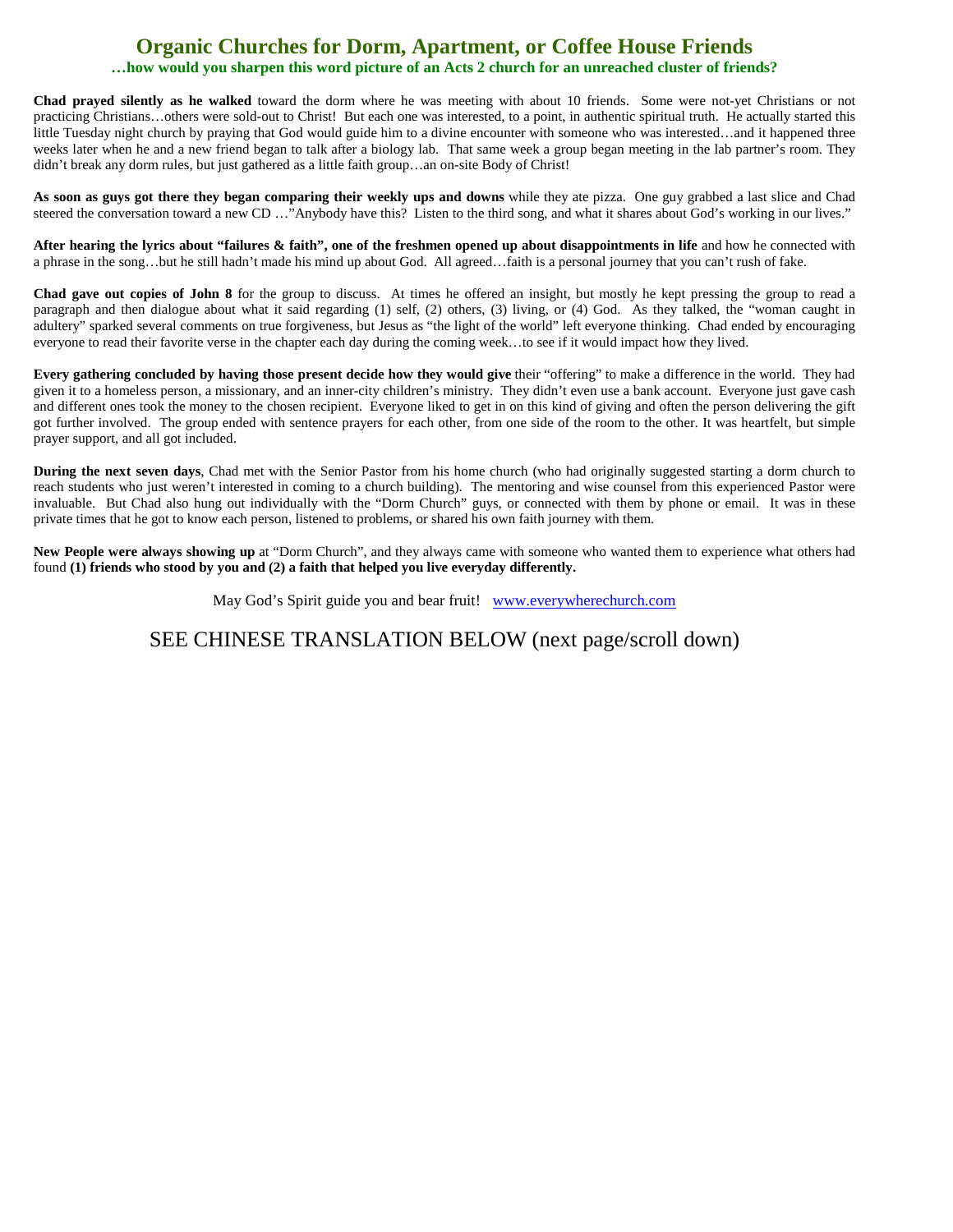# Organic Churches for Dorm, Apartment, or Coffee House Friends

**…how would you sharpen this word picture of an Acts 2 church for an unreached cluster of friends?**

**Chad prayed silently as he walked** toward the dorm where he was meeting with about 10 friends. Some were not-yet Christians or not practicing Christians…others were sold-out to Christ! But each one was interested, to a point, in authentic spiritual truth. He actually started this little Tuesday night church by praying that God would guide him to a divine encounter with someone who was interested…and it happened three weeks later when he and a new friend began to talk after a biology lab. That same week a group began meeting in the lab partner's room. They didn't break any dorm rules, but just gathered as a little faith group…an on-site Body of Christ!

**As soon as guys got there they began comparing their weekly ups and downs** while they ate pizza. One guy grabbed a last slice and Chad steered the conversation toward a new CD …"Anybody have this? Listen to the third song, and what it shares about God's working in our lives."

**After hearing the lyrics about "failures & faith", one of the freshmen opened up about disappointments in life** and how he connected with a phrase in the song…but he still hadn't made his mind up about God. All agreed…faith is a personal journey that you can't rush of fake.

**Chad gave out copies of John 8** for the group to discuss. At times he offered an insight, but mostly he kept pressing the group to read a paragraph and then dialogue about what it said regarding (1) self, (2) others, (3) living, or (4) God. As they talked, the "woman caught in adultery" sparked several comments on true forgiveness, but Jesus as "the light of the world" left everyone thinking. Chad ended by encouraging everyone to read their favorite verse in the chapter each day during the coming week…to see if it would impact how they lived.

**Every gathering concluded by having those present decide how they would give** their "offering" to make a difference in the world. They had given it to a homeless person, a missionary, and an inner-city children's ministry. They didn't even use a bank account. Everyone just gave cash and different ones took the money to the chosen recipient. Everyone liked to get in on this kind of giving and often the person delivering the gift got further involved. The group ended with sentence prayers for each other, from one side of the room to the other. It was heartfelt, but simple prayer support, and all got included.

**During the next seven days**, Chad met with the Senior Pastor from his home church (who had originally suggested starting a dorm church to reach students who just weren't interested in coming to a church building). The mentoring and wise counsel from this experienced Pastor were invaluable. But Chad also hung out individually with the "Dorm Church" guys, or connected with them by phone or email. It was in these private times that he got to know each person, listened to problems, or shared his own faith journey with them.

**New People were always showing up** at "Dorm Church", and they always came with someone who wanted them to experience what others had found **(1) friends who stood by you and (2) a faith that helped you live everyday differently.**

May God's Spirit guide you and bear fruit! www.everywherechurch.com

SEE CHINESE TRANSLATION BELOW (next page/scroll down)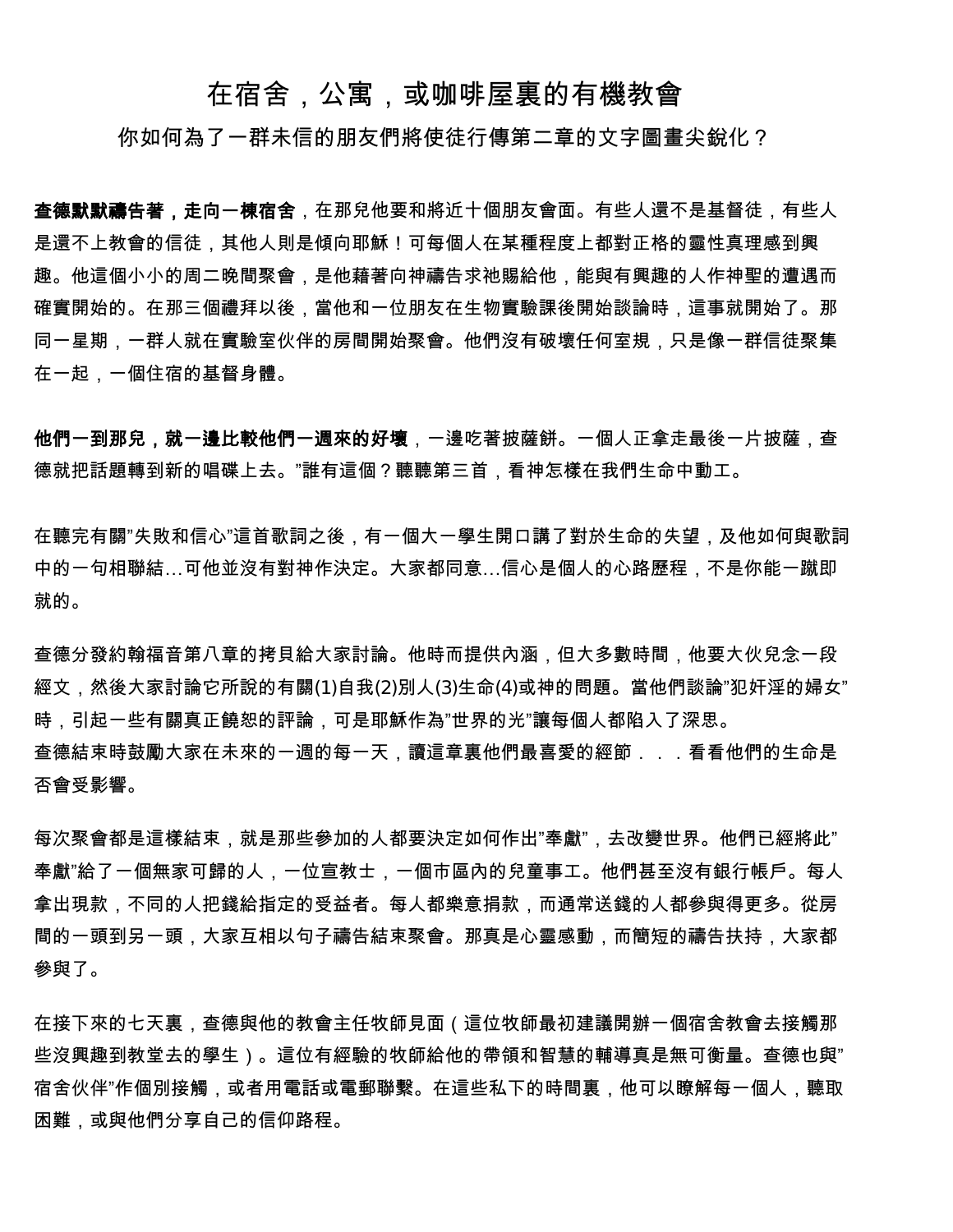# 在宿舍，公寓，或咖啡屋裏的有機教會

## 你如何為了一群未信的朋友們將使徒行傳第二章的文字圖畫尖銳化？

**查德默默禱告著，走向一棟宿舍**，在那兒他要和將近十個朋友會面。有些人還不是基督徒，有些人是還不上教會的信徒，其他人則是傾向耶穌！可每個人在某種程度上都對正格的靈性真理感到興趣。他這個小小的周二晚間聚會，是他藉著向神禱告求祂賜給他，能與有興趣的人作神聖的遭遇而確實開始的。在那三個禮拜以後，當他和一位朋友在生物實驗課後開始談論時，這事就開始了。那同一星期，一群人就在實驗室伙伴的房間開始聚會。他們沒有破壞任何室規，只是像一群信徒聚集在一起，一個住宿的基督身體。

**他們一到那兒，就一邊比較他們一週來的好壞**，一邊吃著披薩餅。一個人正拿走最後一片披薩，查德就把話題轉到新的唱碟上去。”誰有這個？聽聽第三首，看神怎樣在我們生命中動工。

在聽完有關”失敗和信心”這首歌詞之後，有一個大一學生開口講了對於生命的失望，及他如何與歌詞中的一句相聯結…可他並沒有對神作決定。大家都同意…信心是個人的心路歷程，不是你能一蹴即就的。

查德分發約翰福音第八章的拷貝給大家討論。他時而提供內涵，但大多數時間，他要大伙兒念一段經文，然後大家討論它所說的有關(1)自我(2)別人(3)生命(4)或神的問題。當他們談論”犯奸淫的婦女”時，引起一些有關真正饒恕的評論，可是耶穌作為”世界的光”讓每個人都陷入了深思。
查德結束時鼓勵大家在未來的一週的每一天，讀這章裏他們最喜愛的經節．．．看看他們的生命是否會受影響。

每次聚會都是這樣結束，就是那些參加的人都要決定如何作出”奉獻”，去改變世界。他們已經將此”奉獻”給了一個無家可歸的人，一位宣教士，一個市區內的兒童事工。他們甚至沒有銀行帳戶。每人拿出現款，不同的人把錢給指定的受益者。每人都樂意捐款，而通常送錢的人都參與得更多。從房間的一頭到另一頭，大家互相以句子禱告結束聚會。那真是心靈感動，而簡短的禱告扶持，大家都參與了。

在接下來的七天裏，查德與他的教會主任牧師見面（這位牧師最初建議開辦一個宿舍教會去接觸那些沒興趣到教堂去的學生）。這位有經驗的牧師給他的帶領和智慧的輔導真是無可衡量。查德也與”宿舍伙伴”作個別接觸，或者用電話或電郵聯繫。在這些私下的時間裏，他可以瞭解每一個人，聽取困難，或與他們分享自己的信仰路程。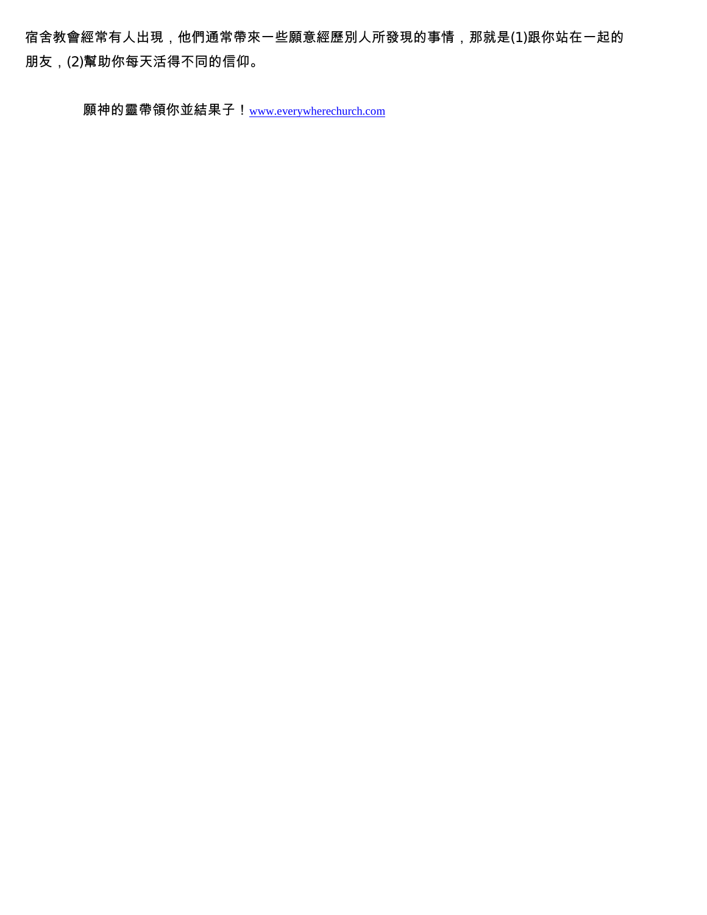宿舍教會經常有人出現，他們通常帶來一些願意經歷別人所發現的事情，那就是(1)跟你站在一起的朋友，(2)幫助你每天活得不同的信仰。

願神的靈帶領你並結果子！www.everywherechurch.com